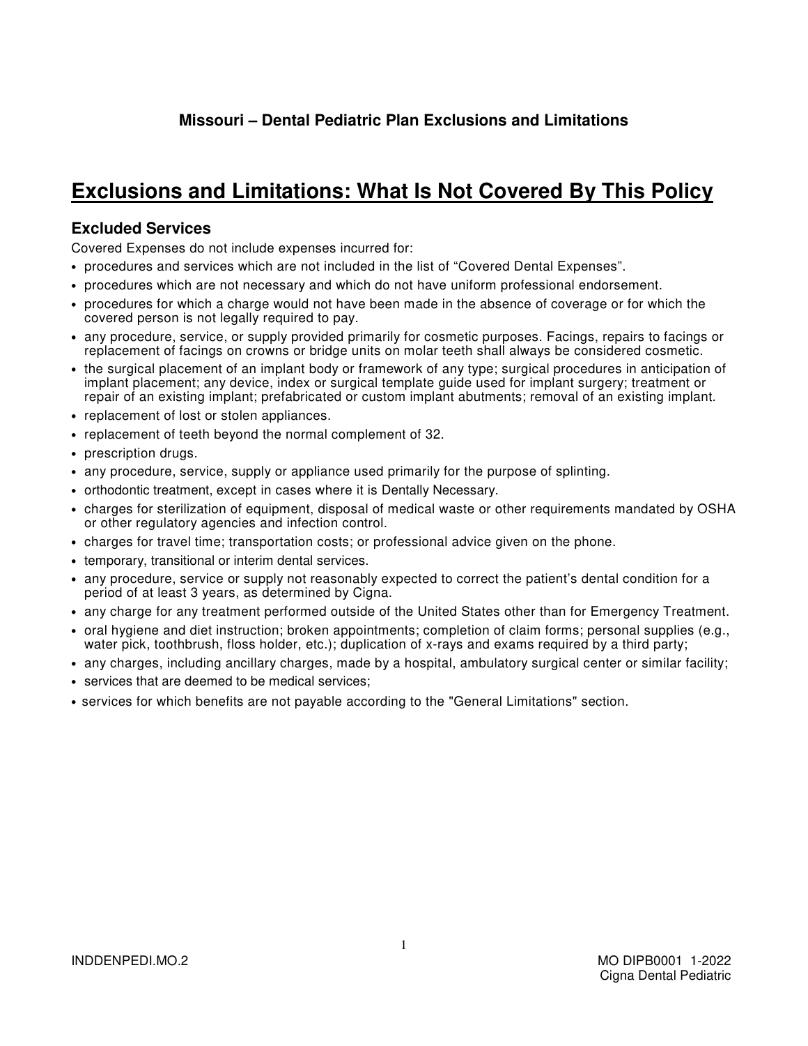**Missouri – Dental Pediatric Plan Exclusions and Limitations**

# Exclusions and Limitations: What Is Not Covered By This Policy

## Excluded Services

Covered Expenses do not include expenses incurred for:

- procedures and services which are not included in the list of "Covered Dental Expenses".
- procedures which are not necessary and which do not have uniform professional endorsement.
- procedures for which a charge would not have been made in the absence of coverage or for which the covered person is not legally required to pay.
- any procedure, service, or supply provided primarily for cosmetic purposes. Facings, repairs to facings or replacement of facings on crowns or bridge units on molar teeth shall always be considered cosmetic.
- the surgical placement of an implant body or framework of any type; surgical procedures in anticipation of implant placement; any device, index or surgical template guide used for implant surgery; treatment or repair of an existing implant; prefabricated or custom implant abutments; removal of an existing implant.
- replacement of lost or stolen appliances.
- replacement of teeth beyond the normal complement of 32.
- prescription drugs.
- any procedure, service, supply or appliance used primarily for the purpose of splinting.
- orthodontic treatment, except in cases where it is Dentally Necessary.
- charges for sterilization of equipment, disposal of medical waste or other requirements mandated by OSHA or other regulatory agencies and infection control.
- charges for travel time; transportation costs; or professional advice given on the phone.
- temporary, transitional or interim dental services.
- any procedure, service or supply not reasonably expected to correct the patient's dental condition for a period of at least 3 years, as determined by Cigna.
- any charge for any treatment performed outside of the United States other than for Emergency Treatment.
- oral hygiene and diet instruction; broken appointments; completion of claim forms; personal supplies (e.g., water pick, toothbrush, floss holder, etc.); duplication of x-rays and exams required by a third party;
- any charges, including ancillary charges, made by a hospital, ambulatory surgical center or similar facility;
- services that are deemed to be medical services;
- services for which benefits are not payable according to the "General Limitations" section.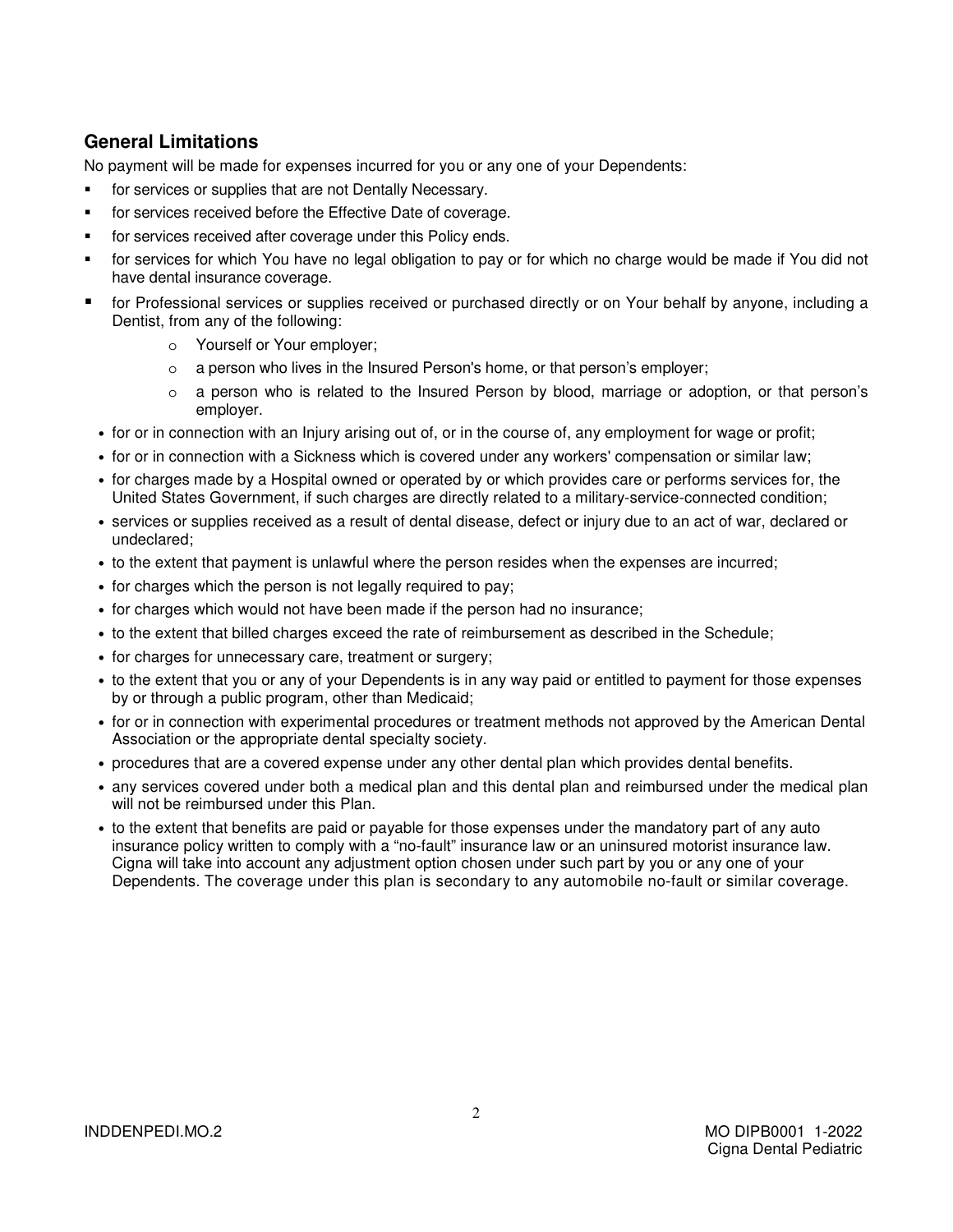## General Limitations

No payment will be made for expenses incurred for you or any one of your Dependents:

- for services or supplies that are not Dentally Necessary.
- for services received before the Effective Date of coverage.
- for services received after coverage under this Policy ends.
- for services for which You have no legal obligation to pay or for which no charge would be made if You did not have dental insurance coverage.
- for Professional services or supplies received or purchased directly or on Your behalf by anyone, including a Dentist, from any of the following:
  - Yourself or Your employer;
  - a person who lives in the Insured Person's home, or that person's employer;
  - a person who is related to the Insured Person by blood, marriage or adoption, or that person's employer.
- for or in connection with an Injury arising out of, or in the course of, any employment for wage or profit;
- for or in connection with a Sickness which is covered under any workers' compensation or similar law;
- for charges made by a Hospital owned or operated by or which provides care or performs services for, the United States Government, if such charges are directly related to a military-service-connected condition;
- services or supplies received as a result of dental disease, defect or injury due to an act of war, declared or undeclared;
- to the extent that payment is unlawful where the person resides when the expenses are incurred;
- for charges which the person is not legally required to pay;
- for charges which would not have been made if the person had no insurance;
- to the extent that billed charges exceed the rate of reimbursement as described in the Schedule;
- for charges for unnecessary care, treatment or surgery;
- to the extent that you or any of your Dependents is in any way paid or entitled to payment for those expenses by or through a public program, other than Medicaid;
- for or in connection with experimental procedures or treatment methods not approved by the American Dental Association or the appropriate dental specialty society.
- procedures that are a covered expense under any other dental plan which provides dental benefits.
- any services covered under both a medical plan and this dental plan and reimbursed under the medical plan will not be reimbursed under this Plan.
- to the extent that benefits are paid or payable for those expenses under the mandatory part of any auto insurance policy written to comply with a "no-fault" insurance law or an uninsured motorist insurance law. Cigna will take into account any adjustment option chosen under such part by you or any one of your Dependents. The coverage under this plan is secondary to any automobile no-fault or similar coverage.